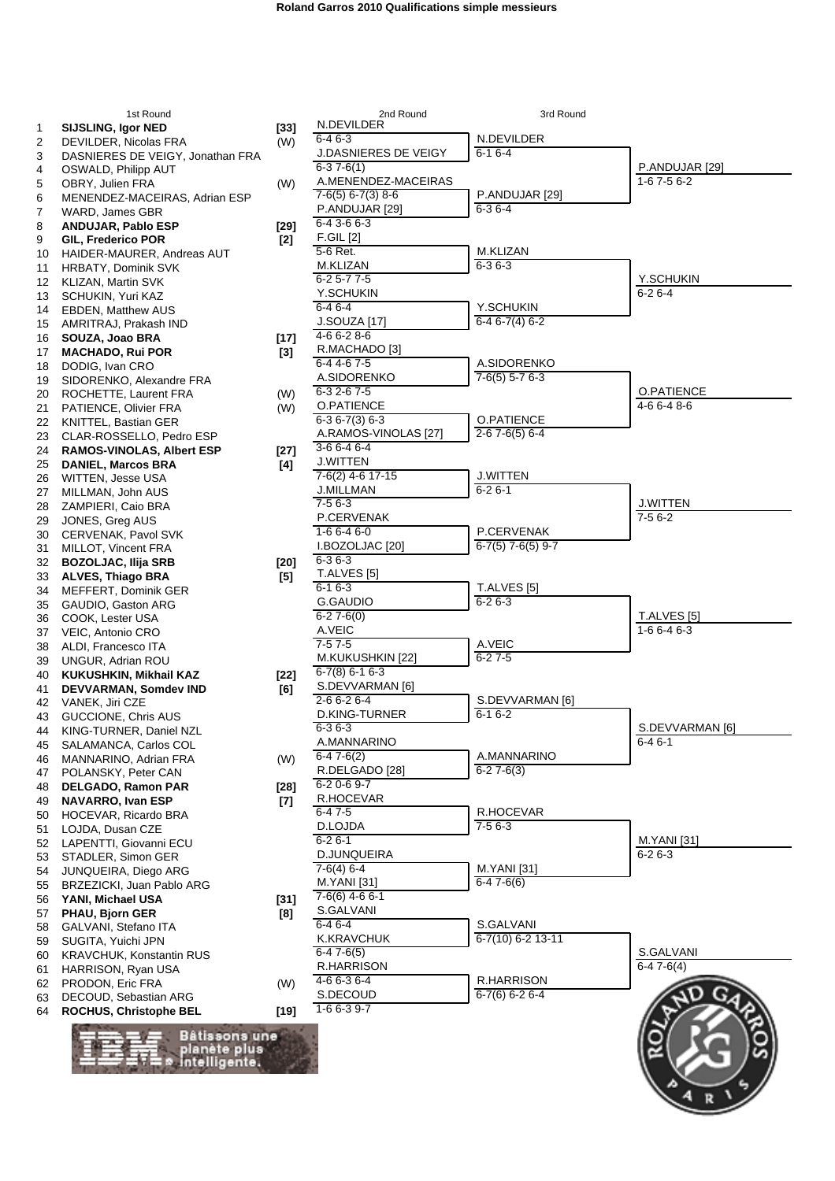# Roland Garros 2010 Qualifications simple messieurs

## 1st Round

| # | Player | Seed |
|---|---|---|
| 1 | **SIJSLING, Igor NED** | **[33]** |
| 2 | DEVILDER, Nicolas FRA | (W) |
| 3 | DASNIERES DE VEIGY, Jonathan FRA | |
| 4 | OSWALD, Philipp AUT | |
| 5 | OBRY, Julien FRA | (W) |
| 6 | MENENDEZ-MACEIRAS, Adrian ESP | |
| 7 | WARD, James GBR | |
| 8 | **ANDUJAR, Pablo ESP** | **[29]** |
| 9 | **GIL, Frederico POR** | **[2]** |
| 10 | HAIDER-MAURER, Andreas AUT | |
| 11 | HRBATY, Dominik SVK | |
| 12 | KLIZAN, Martin SVK | |
| 13 | SCHUKIN, Yuri KAZ | |
| 14 | EBDEN, Matthew AUS | |
| 15 | AMRITRAJ, Prakash IND | |
| 16 | **SOUZA, Joao BRA** | **[17]** |
| 17 | **MACHADO, Rui POR** | **[3]** |
| 18 | DODIG, Ivan CRO | |
| 19 | SIDORENKO, Alexandre FRA | |
| 20 | ROCHETTE, Laurent FRA | (W) |
| 21 | PATIENCE, Olivier FRA | (W) |
| 22 | KNITTEL, Bastian GER | |
| 23 | CLAR-ROSSELLO, Pedro ESP | |
| 24 | **RAMOS-VINOLAS, Albert ESP** | **[27]** |
| 25 | **DANIEL, Marcos BRA** | **[4]** |
| 26 | WITTEN, Jesse USA | |
| 27 | MILLMAN, John AUS | |
| 28 | ZAMPIERI, Caio BRA | |
| 29 | JONES, Greg AUS | |
| 30 | CERVENAK, Pavol SVK | |
| 31 | MILLOT, Vincent FRA | |
| 32 | **BOZOLJAC, Ilija SRB** | **[20]** |
| 33 | **ALVES, Thiago BRA** | **[5]** |
| 34 | MEFFERT, Dominik GER | |
| 35 | GAUDIO, Gaston ARG | |
| 36 | COOK, Lester USA | |
| 37 | VEIC, Antonio CRO | |
| 38 | ALDI, Francesco ITA | |
| 39 | UNGUR, Adrian ROU | |
| 40 | **KUKUSHKIN, Mikhail KAZ** | **[22]** |
| 41 | **DEVVARMAN, Somdev IND** | **[6]** |
| 42 | VANEK, Jiri CZE | |
| 43 | GUCCIONE, Chris AUS | |
| 44 | KING-TURNER, Daniel NZL | |
| 45 | SALAMANCA, Carlos COL | |
| 46 | MANNARINO, Adrian FRA | (W) |
| 47 | POLANSKY, Peter CAN | |
| 48 | **DELGADO, Ramon PAR** | **[28]** |
| 49 | **NAVARRO, Ivan ESP** | **[7]** |
| 50 | HOCEVAR, Ricardo BRA | |
| 51 | LOJDA, Dusan CZE | |
| 52 | LAPENTTI, Giovanni ECU | |
| 53 | STADLER, Simon GER | |
| 54 | JUNQUEIRA, Diego ARG | |
| 55 | BRZEZICKI, Juan Pablo ARG | |
| 56 | **YANI, Michael USA** | **[31]** |
| 57 | **PHAU, Bjorn GER** | **[8]** |
| 58 | GALVANI, Stefano ITA | |
| 59 | SUGITA, Yuichi JPN | |
| 60 | KRAVCHUK, Konstantin RUS | |
| 61 | HARRISON, Ryan USA | |
| 62 | PRODON, Eric FRA | (W) |
| 63 | DECOUD, Sebastian ARG | |
| 64 | **ROCHUS, Christophe BEL** | **[19]** |

## 2nd Round

| Winner | Score |
|---|---|
| N.DEVILDER | 6-4 6-3 |
| J.DASNIERES DE VEIGY | 6-3 7-6(1) |
| A.MENENDEZ-MACEIRAS | 7-6(5) 6-7(3) 8-6 |
| P.ANDUJAR [29] | 6-4 3-6 6-3 |
| F.GIL [2] | 5-6 Ret. |
| M.KLIZAN | 6-2 5-7 7-5 |
| Y.SCHUKIN | 6-4 6-4 |
| J.SOUZA [17] | 4-6 6-2 8-6 |
| R.MACHADO [3] | 6-4 4-6 7-5 |
| A.SIDORENKO | 6-3 2-6 7-5 |
| O.PATIENCE | 6-3 6-7(3) 6-3 |
| A.RAMOS-VINOLAS [27] | 3-6 6-4 6-4 |
| J.WITTEN | 7-6(2) 4-6 17-15 |
| J.MILLMAN | 7-5 6-3 |
| P.CERVENAK | 1-6 6-4 6-0 |
| I.BOZOLJAC [20] | 6-3 6-3 |
| T.ALVES [5] | 6-1 6-3 |
| G.GAUDIO | 6-2 7-6(0) |
| A.VEIC | 7-5 7-5 |
| M.KUKUSHKIN [22] | 6-7(8) 6-1 6-3 |
| S.DEVVARMAN [6] | 2-6 6-2 6-4 |
| D.KING-TURNER | 6-3 6-3 |
| A.MANNARINO | 6-4 7-6(2) |
| R.DELGADO [28] | 6-2 0-6 9-7 |
| R.HOCEVAR | 6-4 7-5 |
| D.LOJDA | 6-2 6-1 |
| D.JUNQUEIRA | 7-6(4) 6-4 |
| M.YANI [31] | 7-6(6) 4-6 6-1 |
| S.GALVANI | 6-4 6-4 |
| K.KRAVCHUK | 6-4 7-6(5) |
| R.HARRISON | 4-6 6-3 6-4 |
| S.DECOUD | 1-6 6-3 9-7 |

## 3rd Round

| Winner | Score |
|---|---|
| N.DEVILDER | 6-1 6-4 |
| P.ANDUJAR [29] | 6-3 6-4 |
| M.KLIZAN | 6-3 6-3 |
| Y.SCHUKIN | 6-4 6-7(4) 6-2 |
| A.SIDORENKO | 7-6(5) 5-7 6-3 |
| O.PATIENCE | 2-6 7-6(5) 6-4 |
| J.WITTEN | 6-2 6-1 |
| P.CERVENAK | 6-7(5) 7-6(5) 9-7 |
| T.ALVES [5] | 6-2 6-3 |
| A.VEIC | 6-2 7-5 |
| S.DEVVARMAN [6] | 6-1 6-2 |
| A.MANNARINO | 6-2 7-6(3) |
| R.HOCEVAR | 7-5 6-3 |
| M.YANI [31] | 6-4 7-6(6) |
| S.GALVANI | 6-7(10) 6-2 13-11 |
| R.HARRISON | 6-7(6) 6-2 6-4 |

## Qualifiers

| Winner | Score |
|---|---|
| P.ANDUJAR [29] | 1-6 7-5 6-2 |
| Y.SCHUKIN | 6-2 6-4 |
| O.PATIENCE | 4-6 6-4 8-6 |
| J.WITTEN | 7-5 6-2 |
| T.ALVES [5] | 1-6 6-4 6-3 |
| S.DEVVARMAN [6] | 6-4 6-1 |
| M.YANI [31] | 6-2 6-3 |
| S.GALVANI | 6-4 7-6(4) |

Bâtissons une planète plus intelligente.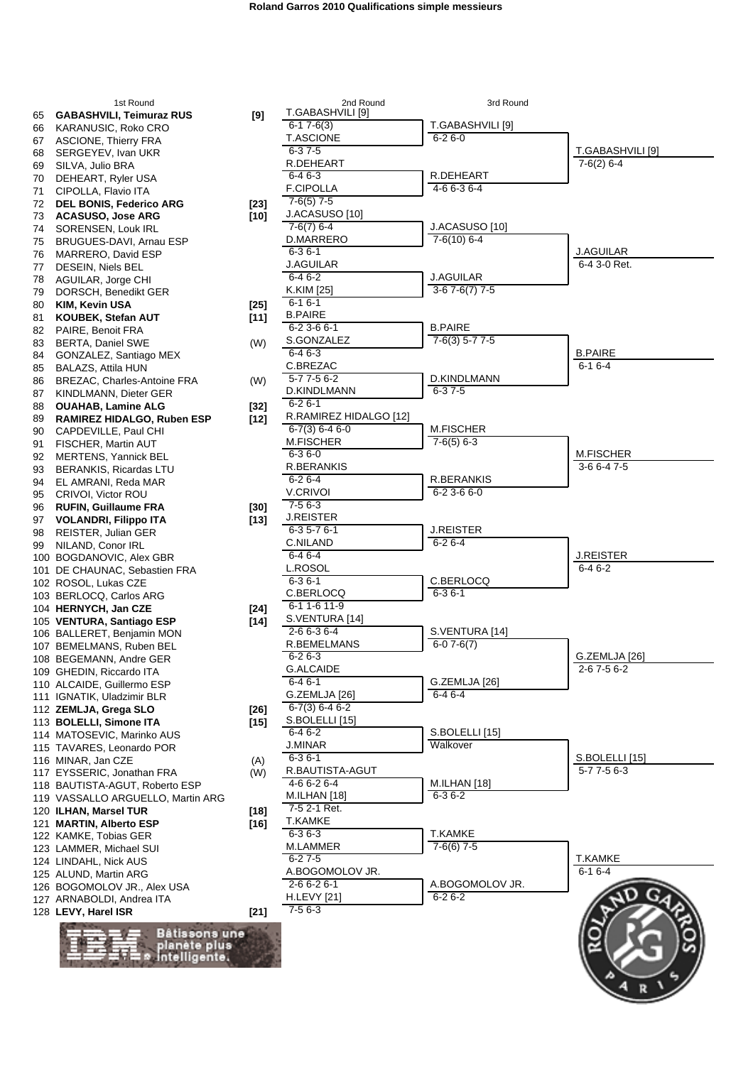# Roland Garros 2010 Qualifications simple messieurs

| # | 1st Round | Seed | 2nd Round | 3rd Round | Qualifier |
|---|---|---|---|---|---|
| 65 | **GABASHVILI, Teimuraz RUS** | **[9]** | T.GABASHVILI [9] | T.GABASHVILI [9] | T.GABASHVILI [9] |
| 66 | KARANUSIC, Roko CRO | | 6-1 7-6(3) | 6-2 6-0 | 7-6(2) 6-4 |
| 67 | ASCIONE, Thierry FRA | | T.ASCIONE | | |
| 68 | SERGEYEV, Ivan UKR | | 6-3 7-5 | | |
| 69 | SILVA, Julio BRA | | R.DEHEART | R.DEHEART | |
| 70 | DEHEART, Ryler USA | | 6-4 6-3 | 4-6 6-3 6-4 | |
| 71 | CIPOLLA, Flavio ITA | | F.CIPOLLA | | |
| 72 | **DEL BONIS, Federico ARG** | **[23]** | 7-6(5) 7-5 | | |
| 73 | **ACASUSO, Jose ARG** | **[10]** | J.ACASUSO [10] | J.ACASUSO [10] | J.AGUILAR |
| 74 | SORENSEN, Louk IRL | | 7-6(7) 6-4 | 7-6(10) 6-4 | 6-4 3-0 Ret. |
| 75 | BRUGUES-DAVI, Arnau ESP | | D.MARRERO | | |
| 76 | MARRERO, David ESP | | 6-3 6-1 | | |
| 77 | DESEIN, Niels BEL | | J.AGUILAR | J.AGUILAR | |
| 78 | AGUILAR, Jorge CHI | | 6-4 6-2 | 3-6 7-6(7) 7-5 | |
| 79 | DORSCH, Benedikt GER | | K.KIM [25] | | |
| 80 | **KIM, Kevin USA** | **[25]** | 6-1 6-1 | | |
| 81 | **KOUBEK, Stefan AUT** | **[11]** | B.PAIRE | B.PAIRE | B.PAIRE |
| 82 | PAIRE, Benoit FRA | | 6-2 3-6 6-1 | 7-6(3) 5-7 7-5 | 6-1 6-4 |
| 83 | BERTA, Daniel SWE | (W) | S.GONZALEZ | | |
| 84 | GONZALEZ, Santiago MEX | | 6-4 6-3 | | |
| 85 | BALAZS, Attila HUN | | C.BREZAC | D.KINDLMANN | |
| 86 | BREZAC, Charles-Antoine FRA | (W) | 5-7 7-5 6-2 | 6-3 7-5 | |
| 87 | KINDLMANN, Dieter GER | | D.KINDLMANN | | |
| 88 | **OUAHAB, Lamine ALG** | **[32]** | 6-2 6-1 | | |
| 89 | **RAMIREZ HIDALGO, Ruben ESP** | **[12]** | R.RAMIREZ HIDALGO [12] | M.FISCHER | M.FISCHER |
| 90 | CAPDEVILLE, Paul CHI | | 6-7(3) 6-4 6-0 | 7-6(5) 6-3 | 3-6 6-4 7-5 |
| 91 | FISCHER, Martin AUT | | M.FISCHER | | |
| 92 | MERTENS, Yannick BEL | | 6-3 6-0 | | |
| 93 | BERANKIS, Ricardas LTU | | R.BERANKIS | R.BERANKIS | |
| 94 | EL AMRANI, Reda MAR | | 6-2 6-4 | 6-2 3-6 6-0 | |
| 95 | CRIVOI, Victor ROU | | V.CRIVOI | | |
| 96 | **RUFIN, Guillaume FRA** | **[30]** | 7-5 6-3 | | |
| 97 | **VOLANDRI, Filippo ITA** | **[13]** | J.REISTER | J.REISTER | J.REISTER |
| 98 | REISTER, Julian GER | | 6-3 5-7 6-1 | 6-2 6-4 | 6-4 6-2 |
| 99 | NILAND, Conor IRL | | C.NILAND | | |
| 100 | BOGDANOVIC, Alex GBR | | 6-4 6-4 | | |
| 101 | DE CHAUNAC, Sebastien FRA | | L.ROSOL | C.BERLOCQ | |
| 102 | ROSOL, Lukas CZE | | 6-3 6-1 | 6-3 6-1 | |
| 103 | BERLOCQ, Carlos ARG | | C.BERLOCQ | | |
| 104 | **HERNYCH, Jan CZE** | **[24]** | 6-1 1-6 11-9 | | |
| 105 | **VENTURA, Santiago ESP** | **[14]** | S.VENTURA [14] | S.VENTURA [14] | G.ZEMLJA [26] |
| 106 | BALLERET, Benjamin MON | | 2-6 6-3 6-4 | 6-0 7-6(7) | 2-6 7-5 6-2 |
| 107 | BEMELMANS, Ruben BEL | | R.BEMELMANS | | |
| 108 | BEGEMANN, Andre GER | | 6-2 6-3 | | |
| 109 | GHEDIN, Riccardo ITA | | G.ALCAIDE | G.ZEMLJA [26] | |
| 110 | ALCAIDE, Guillermo ESP | | 6-4 6-1 | 6-4 6-4 | |
| 111 | IGNATIK, Uladzimir BLR | | G.ZEMLJA [26] | | |
| 112 | **ZEMLJA, Grega SLO** | **[26]** | 6-7(3) 6-4 6-2 | | |
| 113 | **BOLELLI, Simone ITA** | **[15]** | S.BOLELLI [15] | S.BOLELLI [15] | S.BOLELLI [15] |
| 114 | MATOSEVIC, Marinko AUS | | 6-4 6-2 | Walkover | 5-7 7-5 6-3 |
| 115 | TAVARES, Leonardo POR | | J.MINAR | | |
| 116 | MINAR, Jan CZE | (A) | 6-3 6-1 | | |
| 117 | EYSSERIC, Jonathan FRA | (W) | R.BAUTISTA-AGUT | M.ILHAN [18] | |
| 118 | BAUTISTA-AGUT, Roberto ESP | | 4-6 6-2 6-4 | 6-3 6-2 | |
| 119 | VASSALLO ARGUELLO, Martin ARG | | M.ILHAN [18] | | |
| 120 | **ILHAN, Marsel TUR** | **[18]** | 7-5 2-1 Ret. | | |
| 121 | **MARTIN, Alberto ESP** | **[16]** | T.KAMKE | T.KAMKE | T.KAMKE |
| 122 | KAMKE, Tobias GER | | 6-3 6-3 | 7-6(6) 7-5 | 6-1 6-4 |
| 123 | LAMMER, Michael SUI | | M.LAMMER | | |
| 124 | LINDAHL, Nick AUS | | 6-2 7-5 | | |
| 125 | ALUND, Martin ARG | | A.BOGOMOLOV JR. | A.BOGOMOLOV JR. | |
| 126 | BOGOMOLOV JR., Alex USA | | 2-6 6-2 6-1 | 6-2 6-2 | |
| 127 | ARNABOLDI, Andrea ITA | | H.LEVY [21] | | |
| 128 | **LEVY, Harel ISR** | **[21]** | 7-5 6-3 | | |

IBM Bâtissons une planète plus intelligente.

ROLAND GARROS PARIS